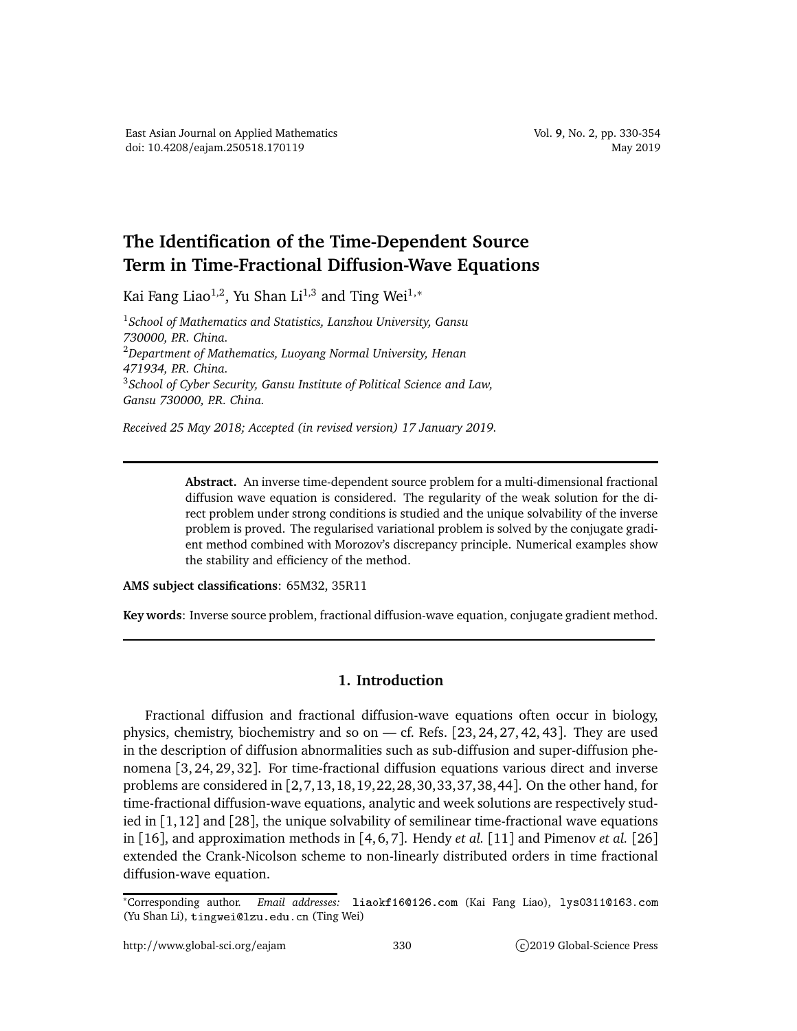# The Identification of the Time-Dependent Source Term in Time-Fractional Diffusion-Wave Equations

Kai Fang Liao[1,2], Yu Shan Li[1,3] and Ting Wei[1,*]

[1] *School of Mathematics and Statistics, Lanzhou University, Gansu 730000, P.R. China.*
[2] *Department of Mathematics, Luoyang Normal University, Henan 471934, P.R. China.*
[3] *School of Cyber Security, Gansu Institute of Political Science and Law, Gansu 730000, P.R. China.*

*Received 25 May 2018; Accepted (in revised version) 17 January 2019.*

---

**Abstract.** An inverse time-dependent source problem for a multi-dimensional fractional diffusion wave equation is considered. The regularity of the weak solution for the direct problem under strong conditions is studied and the unique solvability of the inverse problem is proved. The regularised variational problem is solved by the conjugate gradient method combined with Morozov's discrepancy principle. Numerical examples show the stability and efficiency of the method.

**AMS subject classifications**: 65M32, 35R11

**Key words**: Inverse source problem, fractional diffusion-wave equation, conjugate gradient method.

---

## 1. Introduction

Fractional diffusion and fractional diffusion-wave equations often occur in biology, physics, chemistry, biochemistry and so on — cf. Refs. [23, 24, 27, 42, 43]. They are used in the description of diffusion abnormalities such as sub-diffusion and super-diffusion phenomena [3, 24, 29, 32]. For time-fractional diffusion equations various direct and inverse problems are considered in [2, 7, 13, 18, 19, 22, 28, 30, 33, 37, 38, 44]. On the other hand, for time-fractional diffusion-wave equations, analytic and week solutions are respectively studied in [1, 12] and [28], the unique solvability of semilinear time-fractional wave equations in [16], and approximation methods in [4, 6, 7]. Hendy *et al.* [11] and Pimenov *et al.* [26] extended the Crank-Nicolson scheme to non-linearly distributed orders in time fractional diffusion-wave equation.

---

[*] Corresponding author. *Email addresses:* liaokf16@126.com (Kai Fang Liao), lys0311@163.com (Yu Shan Li), tingwei@lzu.edu.cn (Ting Wei)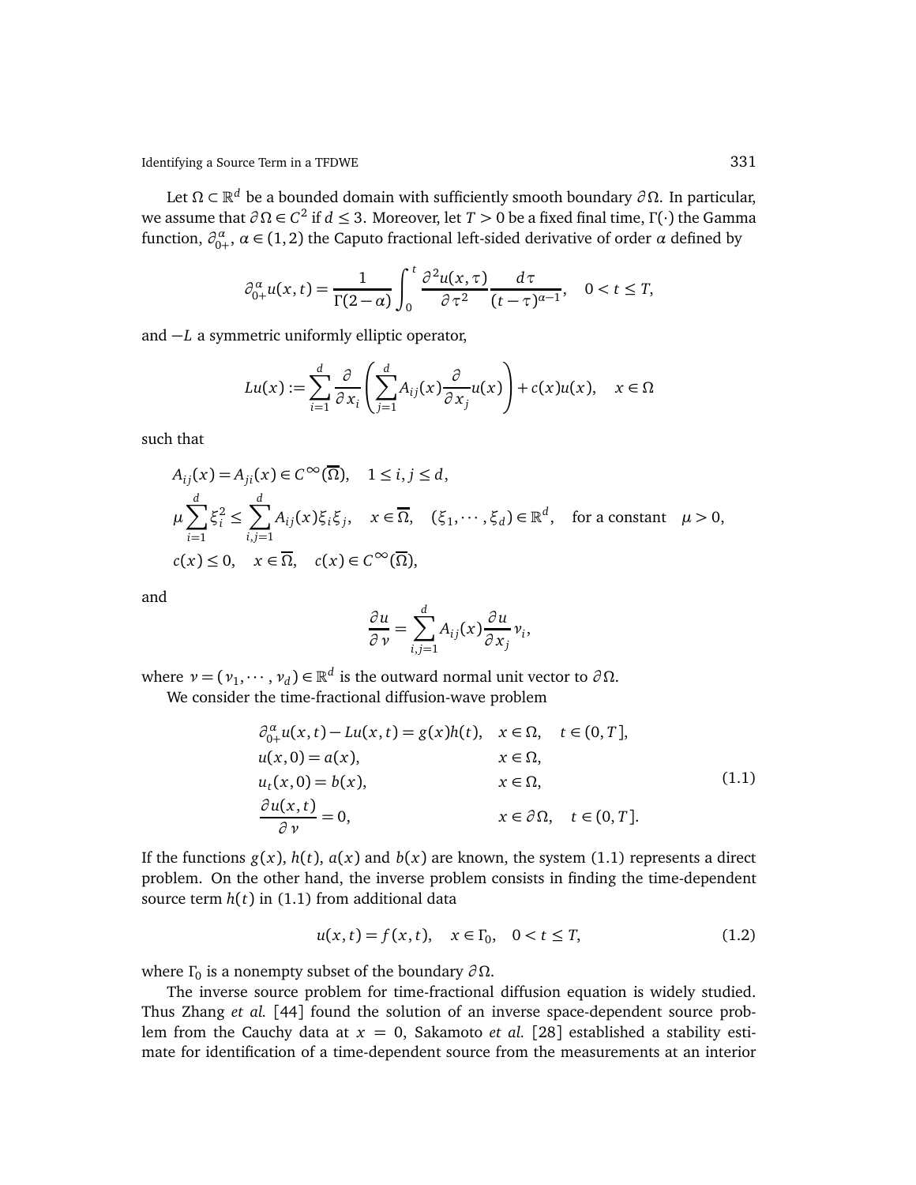Let $\Omega \subset \mathbb{R}^d$ be a bounded domain with sufficiently smooth boundary $\partial\Omega$. In particular, we assume that $\partial\Omega \in C^2$ if $d \le 3$. Moreover, let $T > 0$ be a fixed final time, $\Gamma(\cdot)$ the Gamma function, $\partial_{0+}^{\alpha}$, $\alpha \in (1,2)$ the Caputo fractional left-sided derivative of order $\alpha$ defined by

$$\partial_{0+}^{\alpha} u(x,t) = \frac{1}{\Gamma(2-\alpha)} \int_0^t \frac{\partial^2 u(x,\tau)}{\partial \tau^2} \frac{d\tau}{(t-\tau)^{\alpha-1}}, \quad 0 < t \le T,$$

and $-L$ a symmetric uniformly elliptic operator,

$$Lu(x) := \sum_{i=1}^{d} \frac{\partial}{\partial x_i}\left( \sum_{j=1}^{d} A_{ij}(x) \frac{\partial}{\partial x_j} u(x) \right) + c(x)u(x), \quad x \in \Omega$$

such that

$$\begin{aligned}
&A_{ij}(x) = A_{ji}(x) \in C^{\infty}(\overline{\Omega}), \quad 1 \le i,j \le d, \\
&\mu \sum_{i=1}^{d} \xi_i^2 \le \sum_{i,j=1}^{d} A_{ij}(x)\xi_i\xi_j, \quad x \in \overline{\Omega}, \quad (\xi_1, \cdots, \xi_d) \in \mathbb{R}^d, \quad \text{for a constant} \quad \mu > 0, \\
&c(x) \le 0, \quad x \in \overline{\Omega}, \quad c(x) \in C^{\infty}(\overline{\Omega}),
\end{aligned}$$

and

$$\frac{\partial u}{\partial \nu} = \sum_{i,j=1}^{d} A_{ij}(x) \frac{\partial u}{\partial x_j} \nu_i,$$

where $\nu = (\nu_1, \cdots, \nu_d) \in \mathbb{R}^d$ is the outward normal unit vector to $\partial\Omega$.

We consider the time-fractional diffusion-wave problem

$$\begin{aligned}
&\partial_{0+}^{\alpha} u(x,t) - Lu(x,t) = g(x)h(t), && x \in \Omega, \quad t \in (0,T], \\
&u(x,0) = a(x), && x \in \Omega, \\
&u_t(x,0) = b(x), && x \in \Omega, \\
&\frac{\partial u(x,t)}{\partial \nu} = 0, && x \in \partial\Omega, \quad t \in (0,T].
\end{aligned} \tag{1.1}$$

If the functions $g(x)$, $h(t)$, $a(x)$ and $b(x)$ are known, the system (1.1) represents a direct problem. On the other hand, the inverse problem consists in finding the time-dependent source term $h(t)$ in (1.1) from additional data

$$u(x,t) = f(x,t), \quad x \in \Gamma_0, \quad 0 < t \le T, \tag{1.2}$$

where $\Gamma_0$ is a nonempty subset of the boundary $\partial\Omega$.

The inverse source problem for time-fractional diffusion equation is widely studied. Thus Zhang *et al.* [44] found the solution of an inverse space-dependent source problem from the Cauchy data at $x = 0$, Sakamoto *et al.* [28] established a stability estimate for identification of a time-dependent source from the measurements at an interior